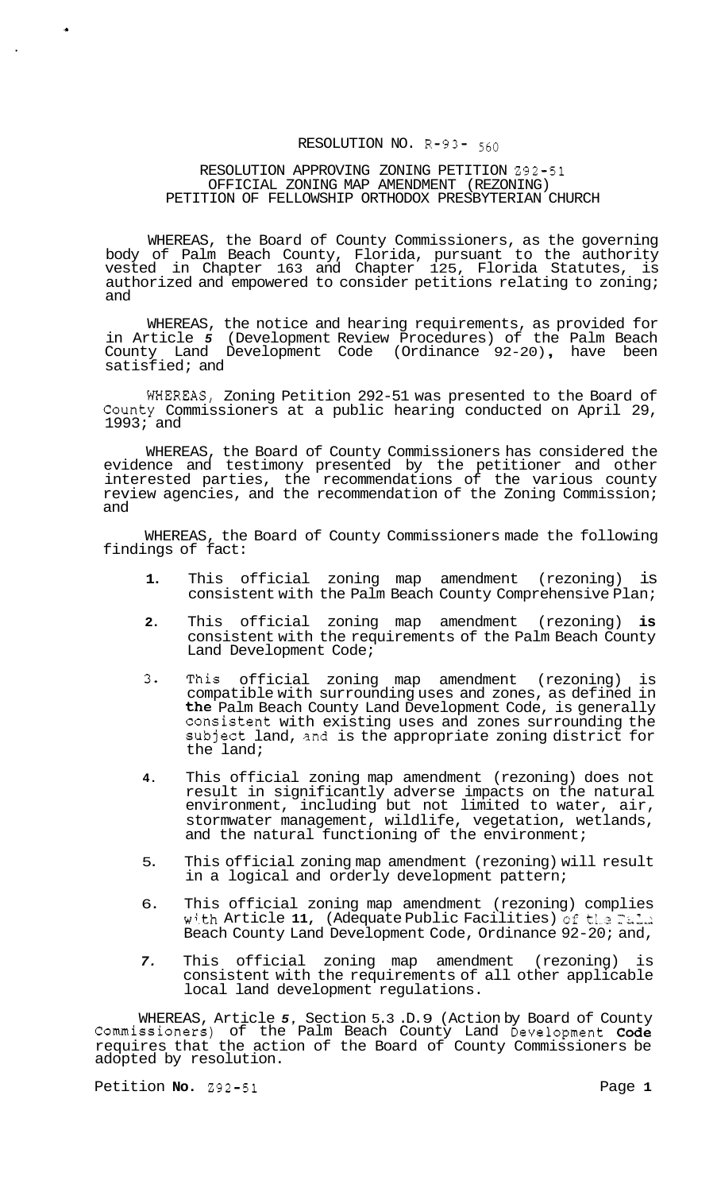RESOLUTION NO. R-93- 560

RESOLUTION APPROVING ZONING PETITION Z92-51
OFFICIAL ZONING MAP AMENDMENT (REZONING)
PETITION OF FELLOWSHIP ORTHODOX PRESBYTERIAN CHURCH

WHEREAS, the Board of County Commissioners, as the governing body of Palm Beach County, Florida, pursuant to the authority vested in Chapter 163 and Chapter 125, Florida Statutes, is authorized and empowered to consider petitions relating to zoning; and

WHEREAS, the notice and hearing requirements, as provided for in Article 5 (Development Review Procedures) of the Palm Beach County Land Development Code (Ordinance 92-20), have been satisfied; and

WHEREAS, Zoning Petition Z92-51 was presented to the Board of County Commissioners at a public hearing conducted on April 29, 1993; and

WHEREAS, the Board of County Commissioners has considered the evidence and testimony presented by the petitioner and other interested parties, the recommendations of the various county review agencies, and the recommendation of the Zoning Commission; and

WHEREAS, the Board of County Commissioners made the following findings of fact:

1. This official zoning map amendment (rezoning) is consistent with the Palm Beach County Comprehensive Plan;
2. This official zoning map amendment (rezoning) is consistent with the requirements of the Palm Beach County Land Development Code;
3. This official zoning map amendment (rezoning) is compatible with surrounding uses and zones, as defined in the Palm Beach County Land Development Code, is generally consistent with existing uses and zones surrounding the subject land, and is the appropriate zoning district for the land;
4. This official zoning map amendment (rezoning) does not result in significantly adverse impacts on the natural environment, including but not limited to water, air, stormwater management, wildlife, vegetation, wetlands, and the natural functioning of the environment;
5. This official zoning map amendment (rezoning) will result in a logical and orderly development pattern;
6. This official zoning map amendment (rezoning) complies with Article 11, (Adequate Public Facilities) of the Palm Beach County Land Development Code, Ordinance 92-20; and,
7. This official zoning map amendment (rezoning) is consistent with the requirements of all other applicable local land development regulations.

WHEREAS, Article 5, Section 5.3.D.9 (Action by Board of County Commissioners) of the Palm Beach County Land Development Code requires that the action of the Board of County Commissioners be adopted by resolution.

Petition No. Z92-51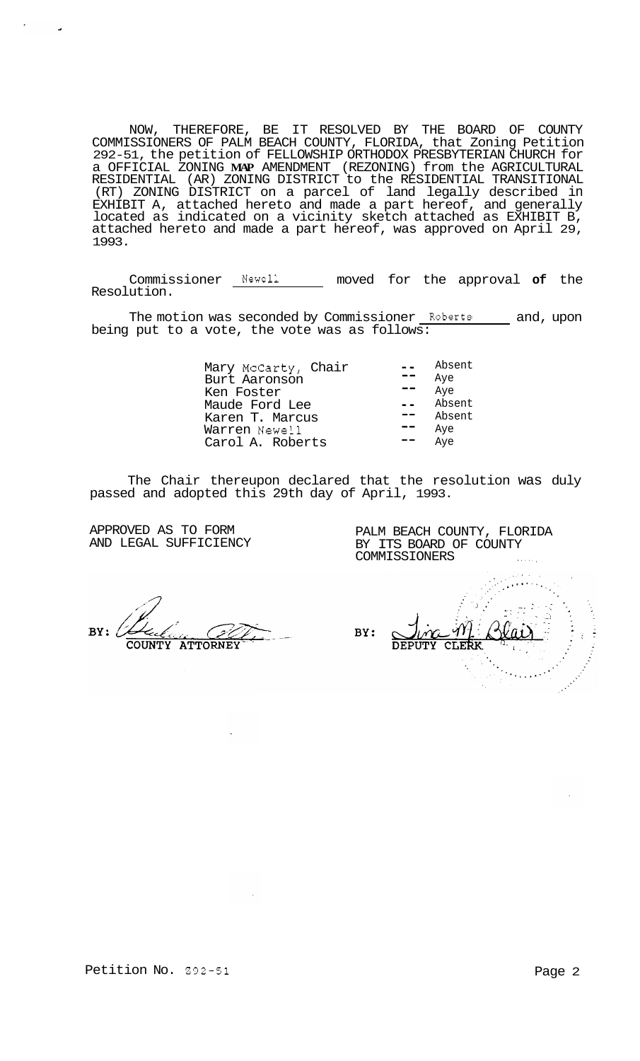NOW, THEREFORE, BE IT RESOLVED BY THE BOARD OF COUNTY COMMISSIONERS OF PALM BEACH COUNTY, FLORIDA, that Zoning Petition 292-51, the petition of FELLOWSHIP ORTHODOX PRESBYTERIAN CHURCH for a OFFICIAL ZONING MAP AMENDMENT (REZONING) from the AGRICULTURAL RESIDENTIAL (AR) ZONING DISTRICT to the RESIDENTIAL TRANSITIONAL (RT) ZONING DISTRICT on a parcel of land legally described in EXHIBIT A, attached hereto and made a part hereof, and generally located as indicated on a vicinity sketch attached as EXHIBIT B, attached hereto and made a part hereof, was approved on April 29, 1993.

Commissioner Newell moved for the approval of the Resolution.

The motion was seconded by Commissioner Roberts and, upon being put to a vote, the vote was as follows:

| | | |
|---|---|---|
| Mary McCarty, Chair | -- | Absent |
| Burt Aaronson | -- | Aye |
| Ken Foster | -- | Aye |
| Maude Ford Lee | -- | Absent |
| Karen T. Marcus | -- | Absent |
| Warren Newell | -- | Aye |
| Carol A. Roberts | -- | Aye |

The Chair thereupon declared that the resolution was duly passed and adopted this 29th day of April, 1993.

APPROVED AS TO FORM AND LEGAL SUFFICIENCY

BY: COUNTY ATTORNEY

PALM BEACH COUNTY, FLORIDA BY ITS BOARD OF COUNTY COMMISSIONERS

BY: DEPUTY CLERK

Petition No. 292-51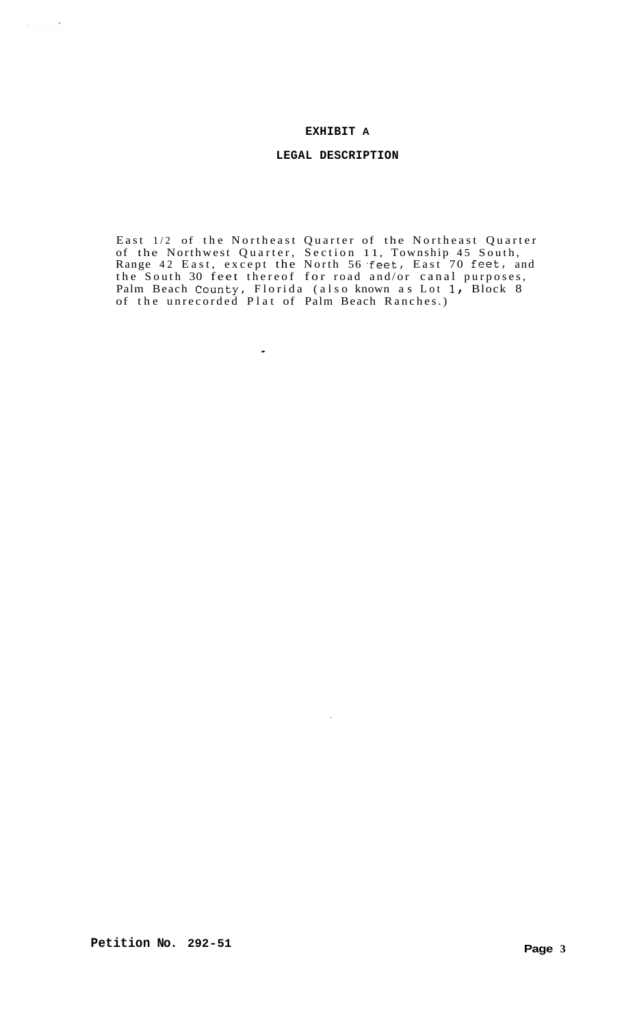# EXHIBIT A

## LEGAL DESCRIPTION

East 1/2 of the Northeast Quarter of the Northeast Quarter of the Northwest Quarter, Section 11, Township 45 South, Range 42 East, except the North 56 feet, East 70 feet, and the South 30 feet thereof for road and/or canal purposes, Palm Beach County, Florida (also known as Lot 1, Block 8 of the unrecorded Plat of Palm Beach Ranches.)

**Petition No. 292-51**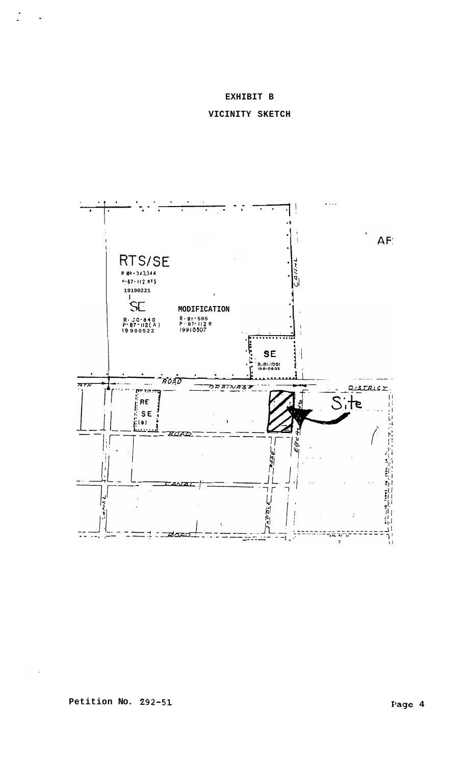# EXHIBIT B

## VICINITY SKETCH

RTS/SE
R 89-343,344
P-87-112 RTS
19190221

SE
R-90-840
P-87-112(A)
19900522

MODIFICATION
R-91-595
P-87-112 e
19910507

SE
R-81-1061
19810825

RE
SE
(B)

ROAD
DRAINAGE
DISTRICT
ROAD
CANAL
ROAD
CANAL
Site
AF

Petition No. 292-51